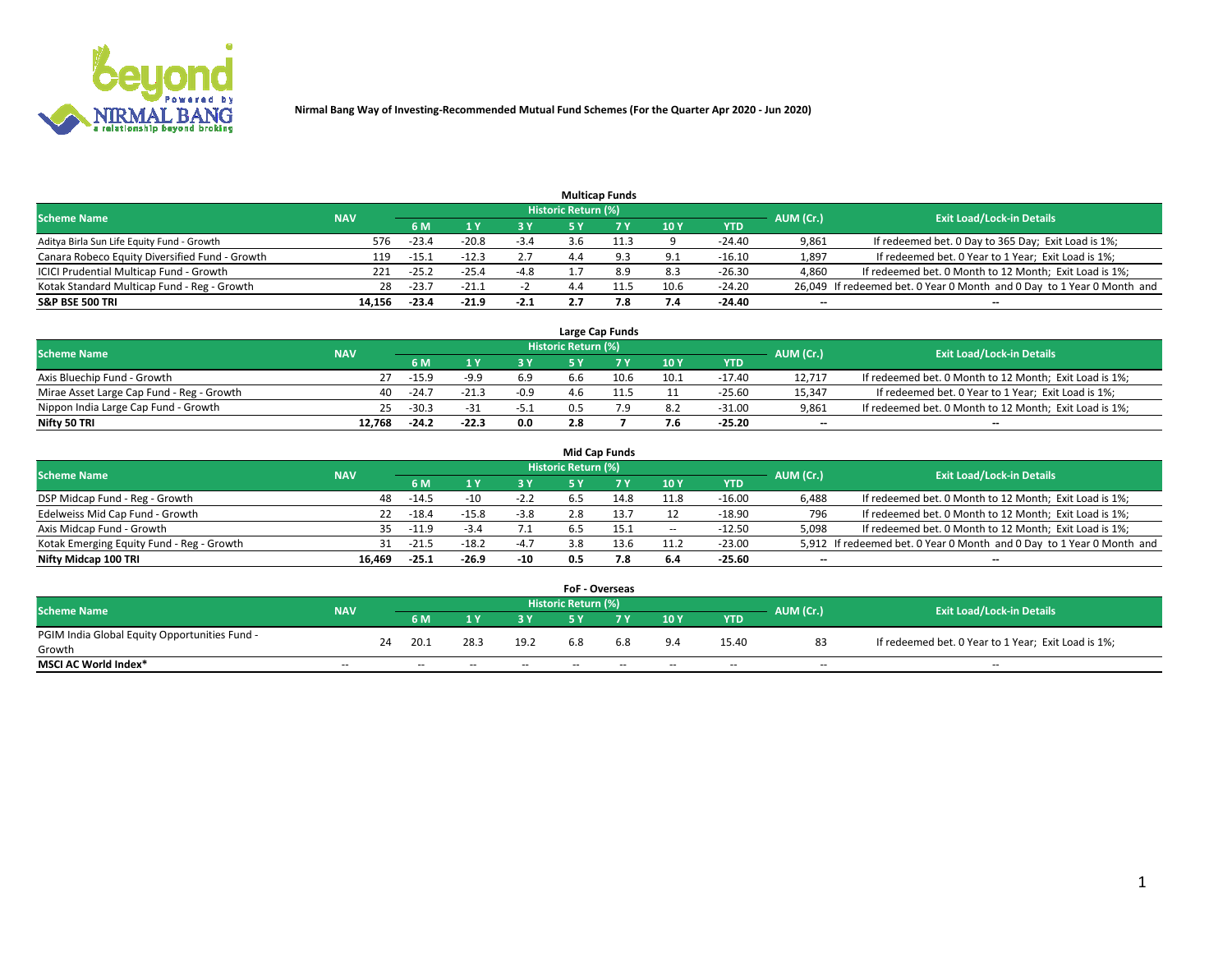**Nirmal Bang Way of Investing-Recommended Mutual Fund Schemes (For the Quarter Apr 2020 - Jun 2020)**

### Multicap Funds

| Scheme Name | NAV | Historic Return (%) | | | | | | | AUM (Cr.) | Exit Load/Lock-in Details |
|---|---|---|---|---|---|---|---|---|---|---|
| | | 6 M | 1 Y | 3 Y | 5 Y | 7 Y | 10 Y | YTD | | |
| Aditya Birla Sun Life Equity Fund - Growth | 576 | -23.4 | -20.8 | -3.4 | 3.6 | 11.3 | 9 | -24.40 | 9,861 | If redeemed bet. 0 Day to 365 Day; Exit Load is 1%; |
| Canara Robeco Equity Diversified Fund - Growth | 119 | -15.1 | -12.3 | 2.7 | 4.4 | 9.3 | 9.1 | -16.10 | 1,897 | If redeemed bet. 0 Year to 1 Year; Exit Load is 1%; |
| ICICI Prudential Multicap Fund - Growth | 221 | -25.2 | -25.4 | -4.8 | 1.7 | 8.9 | 8.3 | -26.30 | 4,860 | If redeemed bet. 0 Month to 12 Month; Exit Load is 1%; |
| Kotak Standard Multicap Fund - Reg - Growth | 28 | -23.7 | -21.1 | -2 | 4.4 | 11.5 | 10.6 | -24.20 | 26,049 | If redeemed bet. 0 Year 0 Month and 0 Day to 1 Year 0 Month and |
| **S&P BSE 500 TRI** | **14,156** | **-23.4** | **-21.9** | **-2.1** | **2.7** | **7.8** | **7.4** | **-24.40** | -- | -- |

### Large Cap Funds

| Scheme Name | NAV | Historic Return (%) | | | | | | | AUM (Cr.) | Exit Load/Lock-in Details |
|---|---|---|---|---|---|---|---|---|---|---|
| | | 6 M | 1 Y | 3 Y | 5 Y | 7 Y | 10 Y | YTD | | |
| Axis Bluechip Fund - Growth | 27 | -15.9 | -9.9 | 6.9 | 6.6 | 10.6 | 10.1 | -17.40 | 12,717 | If redeemed bet. 0 Month to 12 Month; Exit Load is 1%; |
| Mirae Asset Large Cap Fund - Reg - Growth | 40 | -24.7 | -21.3 | -0.9 | 4.6 | 11.5 | 11 | -25.60 | 15,347 | If redeemed bet. 0 Year to 1 Year; Exit Load is 1%; |
| Nippon India Large Cap Fund - Growth | 25 | -30.3 | -31 | -5.1 | 0.5 | 7.9 | 8.2 | -31.00 | 9,861 | If redeemed bet. 0 Month to 12 Month; Exit Load is 1%; |
| **Nifty 50 TRI** | **12,768** | **-24.2** | **-22.3** | **0.0** | **2.8** | **7** | **7.6** | **-25.20** | -- | -- |

### Mid Cap Funds

| Scheme Name | NAV | Historic Return (%) | | | | | | | AUM (Cr.) | Exit Load/Lock-in Details |
|---|---|---|---|---|---|---|---|---|---|---|
| | | 6 M | 1 Y | 3 Y | 5 Y | 7 Y | 10 Y | YTD | | |
| DSP Midcap Fund - Reg - Growth | 48 | -14.5 | -10 | -2.2 | 6.5 | 14.8 | 11.8 | -16.00 | 6,488 | If redeemed bet. 0 Month to 12 Month; Exit Load is 1%; |
| Edelweiss Mid Cap Fund - Growth | 22 | -18.4 | -15.8 | -3.8 | 2.8 | 13.7 | 12 | -18.90 | 796 | If redeemed bet. 0 Month to 12 Month; Exit Load is 1%; |
| Axis Midcap Fund - Growth | 35 | -11.9 | -3.4 | 7.1 | 6.5 | 15.1 | -- | -12.50 | 5,098 | If redeemed bet. 0 Month to 12 Month; Exit Load is 1%; |
| Kotak Emerging Equity Fund - Reg - Growth | 31 | -21.5 | -18.2 | -4.7 | 3.8 | 13.6 | 11.2 | -23.00 | 5,912 | If redeemed bet. 0 Year 0 Month and 0 Day to 1 Year 0 Month and |
| **Nifty Midcap 100 TRI** | **16,469** | **-25.1** | **-26.9** | **-10** | **0.5** | **7.8** | **6.4** | **-25.60** | -- | -- |

### FoF - Overseas

| Scheme Name | NAV | Historic Return (%) | | | | | | | AUM (Cr.) | Exit Load/Lock-in Details |
|---|---|---|---|---|---|---|---|---|---|---|
| | | 6 M | 1 Y | 3 Y | 5 Y | 7 Y | 10 Y | YTD | | |
| PGIM India Global Equity Opportunities Fund - Growth | 24 | 20.1 | 28.3 | 19.2 | 6.8 | 6.8 | 9.4 | 15.40 | 83 | If redeemed bet. 0 Year to 1 Year; Exit Load is 1%; |
| **MSCI AC World Index*** | -- | -- | -- | -- | -- | -- | -- | -- | -- | -- |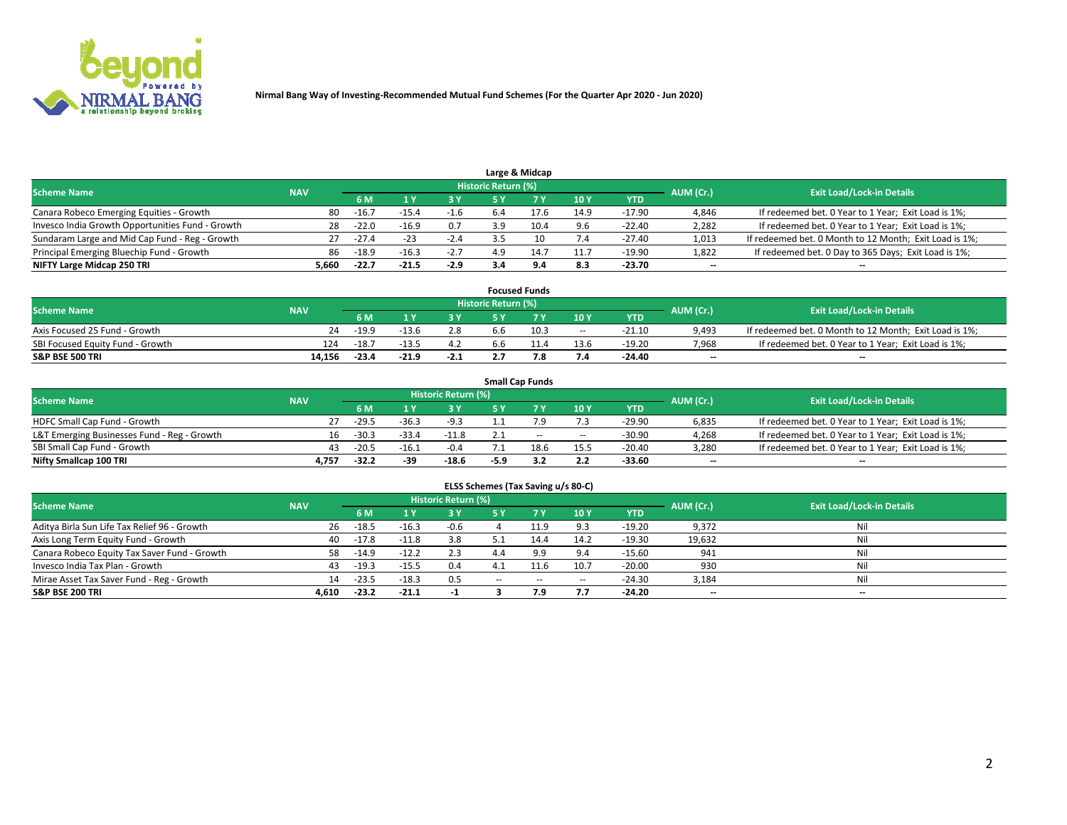Nirmal Bang Way of Investing-Recommended Mutual Fund Schemes (For the Quarter Apr 2020 - Jun 2020)

## Large & Midcap

| Scheme Name | NAV | Historic Return (%) | | | | | | | AUM (Cr.) | Exit Load/Lock-in Details |
|---|---|---|---|---|---|---|---|---|---|---|
| | | 6 M | 1 Y | 3 Y | 5 Y | 7 Y | 10 Y | YTD | | |
| Canara Robeco Emerging Equities - Growth | 80 | -16.7 | -15.4 | -1.6 | 6.4 | 17.6 | 14.9 | -17.90 | 4,846 | If redeemed bet. 0 Year to 1 Year; Exit Load is 1%; |
| Invesco India Growth Opportunities Fund - Growth | 28 | -22.0 | -16.9 | 0.7 | 3.9 | 10.4 | 9.6 | -22.40 | 2,282 | If redeemed bet. 0 Year to 1 Year; Exit Load is 1%; |
| Sundaram Large and Mid Cap Fund - Reg - Growth | 27 | -27.4 | -23 | -2.4 | 3.5 | 10 | 7.4 | -27.40 | 1,013 | If redeemed bet. 0 Month to 12 Month; Exit Load is 1%; |
| Principal Emerging Bluechip Fund - Growth | 86 | -18.9 | -16.3 | -2.7 | 4.9 | 14.7 | 11.7 | -19.90 | 1,822 | If redeemed bet. 0 Day to 365 Days; Exit Load is 1%; |
| **NIFTY Large Midcap 250 TRI** | **5,660** | **-22.7** | **-21.5** | **-2.9** | **3.4** | **9.4** | **8.3** | **-23.70** | **--** | **--** |

## Focused Funds

| Scheme Name | NAV | Historic Return (%) | | | | | | | AUM (Cr.) | Exit Load/Lock-in Details |
|---|---|---|---|---|---|---|---|---|---|---|
| | | 6 M | 1 Y | 3 Y | 5 Y | 7 Y | 10 Y | YTD | | |
| Axis Focused 25 Fund - Growth | 24 | -19.9 | -13.6 | 2.8 | 6.6 | 10.3 | -- | -21.10 | 9,493 | If redeemed bet. 0 Month to 12 Month; Exit Load is 1%; |
| SBI Focused Equity Fund - Growth | 124 | -18.7 | -13.5 | 4.2 | 6.6 | 11.4 | 13.6 | -19.20 | 7,968 | If redeemed bet. 0 Year to 1 Year; Exit Load is 1%; |
| **S&P BSE 500 TRI** | **14,156** | **-23.4** | **-21.9** | **-2.1** | **2.7** | **7.8** | **7.4** | **-24.40** | **--** | **--** |

## Small Cap Funds

| Scheme Name | NAV | Historic Return (%) | | | | | | | AUM (Cr.) | Exit Load/Lock-in Details |
|---|---|---|---|---|---|---|---|---|---|---|
| | | 6 M | 1 Y | 3 Y | 5 Y | 7 Y | 10 Y | YTD | | |
| HDFC Small Cap Fund - Growth | 27 | -29.5 | -36.3 | -9.3 | 1.1 | 7.9 | 7.3 | -29.90 | 6,835 | If redeemed bet. 0 Year to 1 Year; Exit Load is 1%; |
| L&T Emerging Businesses Fund - Reg - Growth | 16 | -30.3 | -33.4 | -11.8 | 2.1 | -- | -- | -30.90 | 4,268 | If redeemed bet. 0 Year to 1 Year; Exit Load is 1%; |
| SBI Small Cap Fund - Growth | 43 | -20.5 | -16.1 | -0.4 | 7.1 | 18.6 | 15.5 | -20.40 | 3,280 | If redeemed bet. 0 Year to 1 Year; Exit Load is 1%; |
| **Nifty Smallcap 100 TRI** | **4,757** | **-32.2** | **-39** | **-18.6** | **-5.9** | **3.2** | **2.2** | **-33.60** | **--** | **--** |

## ELSS Schemes (Tax Saving u/s 80-C)

| Scheme Name | NAV | Historic Return (%) | | | | | | | AUM (Cr.) | Exit Load/Lock-in Details |
|---|---|---|---|---|---|---|---|---|---|---|
| | | 6 M | 1 Y | 3 Y | 5 Y | 7 Y | 10 Y | YTD | | |
| Aditya Birla Sun Life Tax Relief 96 - Growth | 26 | -18.5 | -16.3 | -0.6 | 4 | 11.9 | 9.3 | -19.20 | 9,372 | Nil |
| Axis Long Term Equity Fund - Growth | 40 | -17.8 | -11.8 | 3.8 | 5.1 | 14.4 | 14.2 | -19.30 | 19,632 | Nil |
| Canara Robeco Equity Tax Saver Fund - Growth | 58 | -14.9 | -12.2 | 2.3 | 4.4 | 9.9 | 9.4 | -15.60 | 941 | Nil |
| Invesco India Tax Plan - Growth | 43 | -19.3 | -15.5 | 0.4 | 4.1 | 11.6 | 10.7 | -20.00 | 930 | Nil |
| Mirae Asset Tax Saver Fund - Reg - Growth | 14 | -23.5 | -18.3 | 0.5 | -- | -- | -- | -24.30 | 3,184 | Nil |
| **S&P BSE 200 TRI** | **4,610** | **-23.2** | **-21.1** | **-1** | **3** | **7.9** | **7.7** | **-24.20** | **--** | **--** |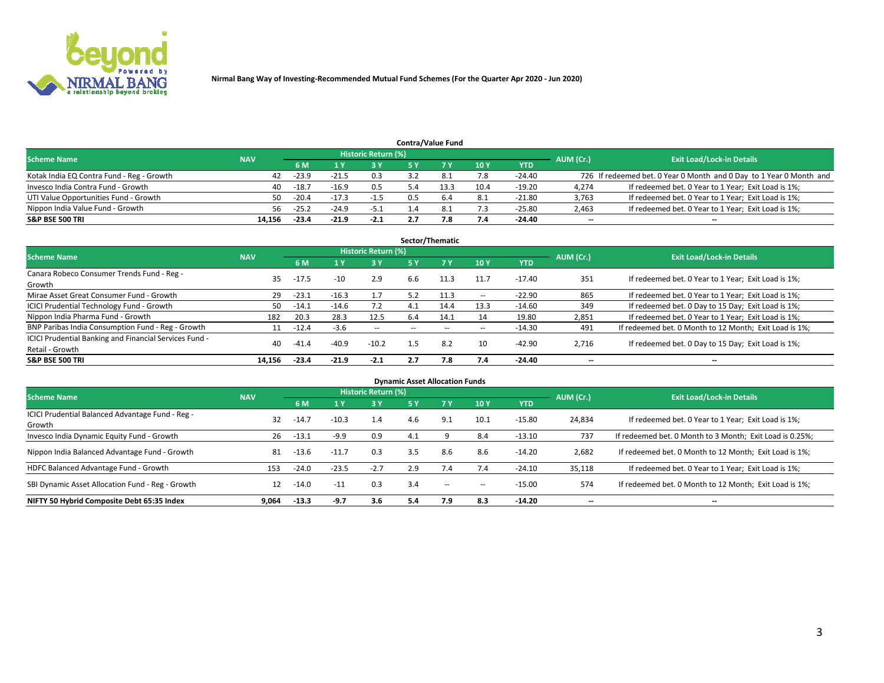**Nirmal Bang Way of Investing-Recommended Mutual Fund Schemes (For the Quarter Apr 2020 - Jun 2020)**

## Contra/Value Fund

| Scheme Name | NAV | Historic Return (%) | | | | | | | AUM (Cr.) | Exit Load/Lock-in Details |
|---|---|---|---|---|---|---|---|---|---|---|
| | | 6 M | 1 Y | 3 Y | 5 Y | 7 Y | 10 Y | YTD | | |
| Kotak India EQ Contra Fund - Reg - Growth | 42 | -23.9 | -21.5 | 0.3 | 3.2 | 8.1 | 7.8 | -24.40 | 726 | If redeemed bet. 0 Year 0 Month and 0 Day to 1 Year 0 Month and |
| Invesco India Contra Fund - Growth | 40 | -18.7 | -16.9 | 0.5 | 5.4 | 13.3 | 10.4 | -19.20 | 4,274 | If redeemed bet. 0 Year to 1 Year; Exit Load is 1%; |
| UTI Value Opportunities Fund - Growth | 50 | -20.4 | -17.3 | -1.5 | 0.5 | 6.4 | 8.1 | -21.80 | 3,763 | If redeemed bet. 0 Year to 1 Year; Exit Load is 1%; |
| Nippon India Value Fund - Growth | 56 | -25.2 | -24.9 | -5.1 | 1.4 | 8.1 | 7.3 | -25.80 | 2,463 | If redeemed bet. 0 Year to 1 Year; Exit Load is 1%; |
| **S&P BSE 500 TRI** | **14,156** | **-23.4** | **-21.9** | **-2.1** | **2.7** | **7.8** | **7.4** | **-24.40** | **--** | **--** |

## Sector/Thematic

| Scheme Name | NAV | Historic Return (%) | | | | | | | AUM (Cr.) | Exit Load/Lock-in Details |
|---|---|---|---|---|---|---|---|---|---|---|
| | | 6 M | 1 Y | 3 Y | 5 Y | 7 Y | 10 Y | YTD | | |
| Canara Robeco Consumer Trends Fund - Reg - Growth | 35 | -17.5 | -10 | 2.9 | 6.6 | 11.3 | 11.7 | -17.40 | 351 | If redeemed bet. 0 Year to 1 Year; Exit Load is 1%; |
| Mirae Asset Great Consumer Fund - Growth | 29 | -23.1 | -16.3 | 1.7 | 5.2 | 11.3 | -- | -22.90 | 865 | If redeemed bet. 0 Year to 1 Year; Exit Load is 1%; |
| ICICI Prudential Technology Fund - Growth | 50 | -14.1 | -14.6 | 7.2 | 4.1 | 14.4 | 13.3 | -14.60 | 349 | If redeemed bet. 0 Day to 15 Day; Exit Load is 1%; |
| Nippon India Pharma Fund - Growth | 182 | 20.3 | 28.3 | 12.5 | 6.4 | 14.1 | 14 | 19.80 | 2,851 | If redeemed bet. 0 Year to 1 Year; Exit Load is 1%; |
| BNP Paribas India Consumption Fund - Reg - Growth | 11 | -12.4 | -3.6 | -- | -- | -- | -- | -14.30 | 491 | If redeemed bet. 0 Month to 12 Month; Exit Load is 1%; |
| ICICI Prudential Banking and Financial Services Fund - Retail - Growth | 40 | -41.4 | -40.9 | -10.2 | 1.5 | 8.2 | 10 | -42.90 | 2,716 | If redeemed bet. 0 Day to 15 Day; Exit Load is 1%; |
| **S&P BSE 500 TRI** | **14,156** | **-23.4** | **-21.9** | **-2.1** | **2.7** | **7.8** | **7.4** | **-24.40** | **--** | **--** |

## Dynamic Asset Allocation Funds

| Scheme Name | NAV | Historic Return (%) | | | | | | | AUM (Cr.) | Exit Load/Lock-in Details |
|---|---|---|---|---|---|---|---|---|---|---|
| | | 6 M | 1 Y | 3 Y | 5 Y | 7 Y | 10 Y | YTD | | |
| ICICI Prudential Balanced Advantage Fund - Reg - Growth | 32 | -14.7 | -10.3 | 1.4 | 4.6 | 9.1 | 10.1 | -15.80 | 24,834 | If redeemed bet. 0 Year to 1 Year; Exit Load is 1%; |
| Invesco India Dynamic Equity Fund - Growth | 26 | -13.1 | -9.9 | 0.9 | 4.1 | 9 | 8.4 | -13.10 | 737 | If redeemed bet. 0 Month to 3 Month; Exit Load is 0.25%; |
| Nippon India Balanced Advantage Fund - Growth | 81 | -13.6 | -11.7 | 0.3 | 3.5 | 8.6 | 8.6 | -14.20 | 2,682 | If redeemed bet. 0 Month to 12 Month; Exit Load is 1%; |
| HDFC Balanced Advantage Fund - Growth | 153 | -24.0 | -23.5 | -2.7 | 2.9 | 7.4 | 7.4 | -24.10 | 35,118 | If redeemed bet. 0 Year to 1 Year; Exit Load is 1%; |
| SBI Dynamic Asset Allocation Fund - Reg - Growth | 12 | -14.0 | -11 | 0.3 | 3.4 | -- | -- | -15.00 | 574 | If redeemed bet. 0 Month to 12 Month; Exit Load is 1%; |
| **NIFTY 50 Hybrid Composite Debt 65:35 Index** | **9,064** | **-13.3** | **-9.7** | **3.6** | **5.4** | **7.9** | **8.3** | **-14.20** | **--** | **--** |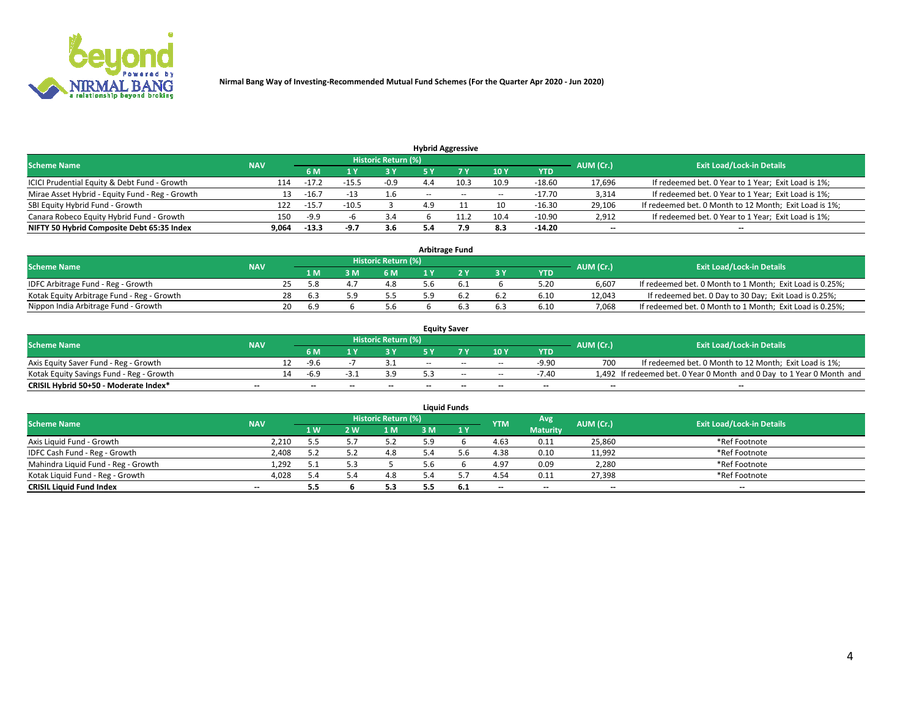Nirmal Bang Way of Investing-Recommended Mutual Fund Schemes (For the Quarter Apr 2020 - Jun 2020)

### Hybrid Aggressive

| Scheme Name | NAV | Historic Return (%) | | | | | | | AUM (Cr.) | Exit Load/Lock-in Details |
|---|---|---|---|---|---|---|---|---|---|---|
| | | 6 M | 1 Y | 3 Y | 5 Y | 7 Y | 10 Y | YTD | | |
| ICICI Prudential Equity & Debt Fund - Growth | 114 | -17.2 | -15.5 | -0.9 | 4.4 | 10.3 | 10.9 | -18.60 | 17,696 | If redeemed bet. 0 Year to 1 Year; Exit Load is 1%; |
| Mirae Asset Hybrid - Equity Fund - Reg - Growth | 13 | -16.7 | -13 | 1.6 | -- | -- | -- | -17.70 | 3,314 | If redeemed bet. 0 Year to 1 Year; Exit Load is 1%; |
| SBI Equity Hybrid Fund - Growth | 122 | -15.7 | -10.5 | 3 | 4.9 | 11 | 10 | -16.30 | 29,106 | If redeemed bet. 0 Month to 12 Month; Exit Load is 1%; |
| Canara Robeco Equity Hybrid Fund - Growth | 150 | -9.9 | -6 | 3.4 | 6 | 11.2 | 10.4 | -10.90 | 2,912 | If redeemed bet. 0 Year to 1 Year; Exit Load is 1%; |
| **NIFTY 50 Hybrid Composite Debt 65:35 Index** | **9,064** | **-13.3** | **-9.7** | **3.6** | **5.4** | **7.9** | **8.3** | **-14.20** | **--** | **--** |

### Arbitrage Fund

| Scheme Name | NAV | Historic Return (%) | | | | | | | AUM (Cr.) | Exit Load/Lock-in Details |
|---|---|---|---|---|---|---|---|---|---|---|
| | | 1 M | 3 M | 6 M | 1 Y | 2 Y | 3 Y | YTD | | |
| IDFC Arbitrage Fund - Reg - Growth | 25 | 5.8 | 4.7 | 4.8 | 5.6 | 6.1 | 6 | 5.20 | 6,607 | If redeemed bet. 0 Month to 1 Month; Exit Load is 0.25%; |
| Kotak Equity Arbitrage Fund - Reg - Growth | 28 | 6.3 | 5.9 | 5.5 | 5.9 | 6.2 | 6.2 | 6.10 | 12,043 | If redeemed bet. 0 Day to 30 Day; Exit Load is 0.25%; |
| Nippon India Arbitrage Fund - Growth | 20 | 6.9 | 6 | 5.6 | 6 | 6.3 | 6.3 | 6.10 | 7,068 | If redeemed bet. 0 Month to 1 Month; Exit Load is 0.25%; |

### Equity Saver

| Scheme Name | NAV | Historic Return (%) | | | | | | | AUM (Cr.) | Exit Load/Lock-in Details |
|---|---|---|---|---|---|---|---|---|---|---|
| | | 6 M | 1 Y | 3 Y | 5 Y | 7 Y | 10 Y | YTD | | |
| Axis Equity Saver Fund - Reg - Growth | 12 | -9.6 | -7 | 3.1 | -- | -- | -- | -9.90 | 700 | If redeemed bet. 0 Month to 12 Month; Exit Load is 1%; |
| Kotak Equity Savings Fund - Reg - Growth | 14 | -6.9 | -3.1 | 3.9 | 5.3 | -- | -- | -7.40 | 1,492 | If redeemed bet. 0 Year 0 Month and 0 Day to 1 Year 0 Month and |
| **CRISIL Hybrid 50+50 - Moderate Index*** | **--** | **--** | **--** | **--** | **--** | **--** | **--** | **--** | **--** | **--** |

### Liquid Funds

| Scheme Name | NAV | Historic Return (%) | | | | | YTM | Avg Maturity | AUM (Cr.) | Exit Load/Lock-in Details |
|---|---|---|---|---|---|---|---|---|---|---|
| | | 1 W | 2 W | 1 M | 3 M | 1 Y | | | | |
| Axis Liquid Fund - Growth | 2,210 | 5.5 | 5.7 | 5.2 | 5.9 | 6 | 4.63 | 0.11 | 25,860 | *Ref Footnote |
| IDFC Cash Fund - Reg - Growth | 2,408 | 5.2 | 5.2 | 4.8 | 5.4 | 5.6 | 4.38 | 0.10 | 11,992 | *Ref Footnote |
| Mahindra Liquid Fund - Reg - Growth | 1,292 | 5.1 | 5.3 | 5 | 5.6 | 6 | 4.97 | 0.09 | 2,280 | *Ref Footnote |
| Kotak Liquid Fund - Reg - Growth | 4,028 | 5.4 | 5.4 | 4.8 | 5.4 | 5.7 | 4.54 | 0.11 | 27,398 | *Ref Footnote |
| **CRISIL Liquid Fund Index** | **--** | **5.5** | **6** | **5.3** | **5.5** | **6.1** | **--** | **--** | **--** | **--** |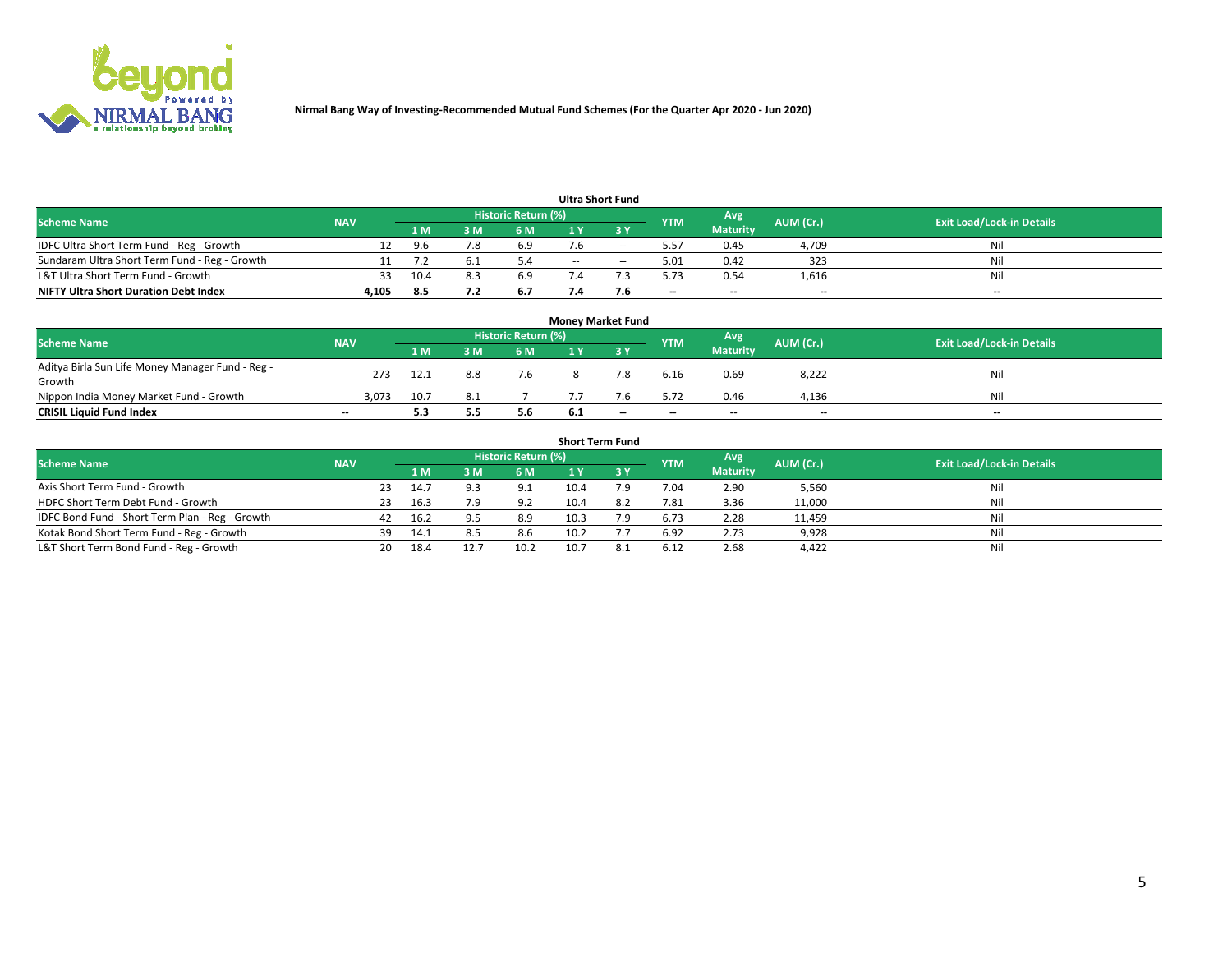Nirmal Bang Way of Investing-Recommended Mutual Fund Schemes (For the Quarter Apr 2020 - Jun 2020)

### Ultra Short Fund

| Scheme Name | NAV | Historic Return (%) | | | | | YTM | Avg Maturity | AUM (Cr.) | Exit Load/Lock-in Details |
|---|---|---|---|---|---|---|---|---|---|---|
| | | 1 M | 3 M | 6 M | 1 Y | 3 Y | | | | |
| IDFC Ultra Short Term Fund - Reg - Growth | 12 | 9.6 | 7.8 | 6.9 | 7.6 | -- | 5.57 | 0.45 | 4,709 | Nil |
| Sundaram Ultra Short Term Fund - Reg - Growth | 11 | 7.2 | 6.1 | 5.4 | -- | -- | 5.01 | 0.42 | 323 | Nil |
| L&T Ultra Short Term Fund - Growth | 33 | 10.4 | 8.3 | 6.9 | 7.4 | 7.3 | 5.73 | 0.54 | 1,616 | Nil |
| **NIFTY Ultra Short Duration Debt Index** | **4,105** | **8.5** | **7.2** | **6.7** | **7.4** | **7.6** | **--** | **--** | **--** | **--** |

### Money Market Fund

| Scheme Name | NAV | Historic Return (%) | | | | | YTM | Avg Maturity | AUM (Cr.) | Exit Load/Lock-in Details |
|---|---|---|---|---|---|---|---|---|---|---|
| | | 1 M | 3 M | 6 M | 1 Y | 3 Y | | | | |
| Aditya Birla Sun Life Money Manager Fund - Reg - Growth | 273 | 12.1 | 8.8 | 7.6 | 8 | 7.8 | 6.16 | 0.69 | 8,222 | Nil |
| Nippon India Money Market Fund - Growth | 3,073 | 10.7 | 8.1 | 7 | 7.7 | 7.6 | 5.72 | 0.46 | 4,136 | Nil |
| **CRISIL Liquid Fund Index** | **--** | **5.3** | **5.5** | **5.6** | **6.1** | **--** | **--** | **--** | **--** | **--** |

### Short Term Fund

| Scheme Name | NAV | Historic Return (%) | | | | | YTM | Avg Maturity | AUM (Cr.) | Exit Load/Lock-in Details |
|---|---|---|---|---|---|---|---|---|---|---|
| | | 1 M | 3 M | 6 M | 1 Y | 3 Y | | | | |
| Axis Short Term Fund - Growth | 23 | 14.7 | 9.3 | 9.1 | 10.4 | 7.9 | 7.04 | 2.90 | 5,560 | Nil |
| HDFC Short Term Debt Fund - Growth | 23 | 16.3 | 7.9 | 9.2 | 10.4 | 8.2 | 7.81 | 3.36 | 11,000 | Nil |
| IDFC Bond Fund - Short Term Plan - Reg - Growth | 42 | 16.2 | 9.5 | 8.9 | 10.3 | 7.9 | 6.73 | 2.28 | 11,459 | Nil |
| Kotak Bond Short Term Fund - Reg - Growth | 39 | 14.1 | 8.5 | 8.6 | 10.2 | 7.7 | 6.92 | 2.73 | 9,928 | Nil |
| L&T Short Term Bond Fund - Reg - Growth | 20 | 18.4 | 12.7 | 10.2 | 10.7 | 8.1 | 6.12 | 2.68 | 4,422 | Nil |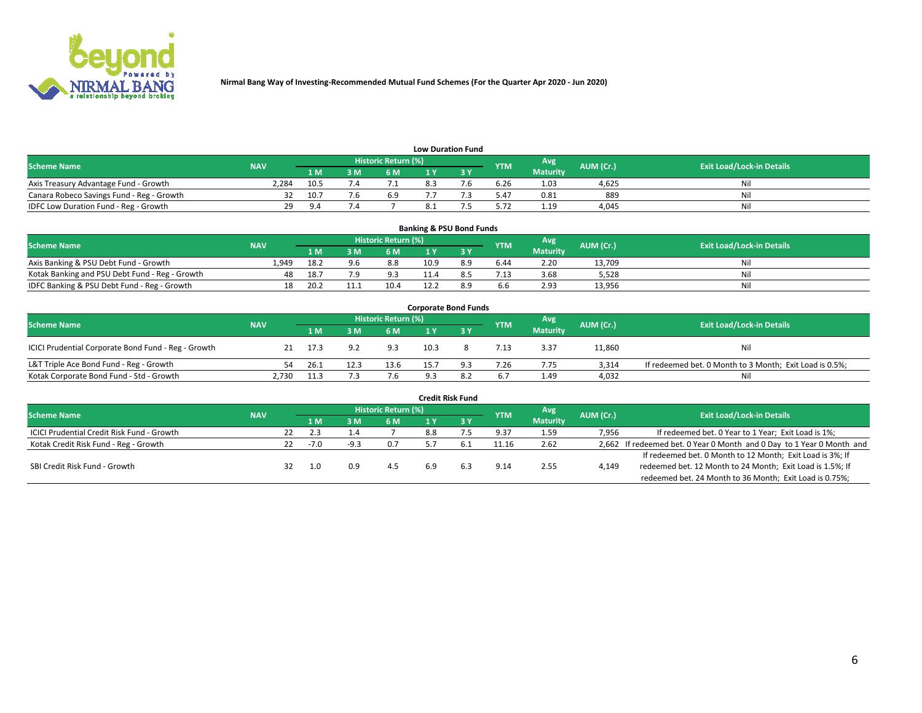Nirmal Bang Way of Investing-Recommended Mutual Fund Schemes (For the Quarter Apr 2020 - Jun 2020)

### Low Duration Fund

| Scheme Name | NAV | Historic Return (%) | | | | | YTM | Avg Maturity | AUM (Cr.) | Exit Load/Lock-in Details |
|---|---|---|---|---|---|---|---|---|---|---|
| | | 1 M | 3 M | 6 M | 1 Y | 3 Y | | | | |
| Axis Treasury Advantage Fund - Growth | 2,284 | 10.5 | 7.4 | 7.1 | 8.3 | 7.6 | 6.26 | 1.03 | 4,625 | Nil |
| Canara Robeco Savings Fund - Reg - Growth | 32 | 10.7 | 7.6 | 6.9 | 7.7 | 7.3 | 5.47 | 0.81 | 889 | Nil |
| IDFC Low Duration Fund - Reg - Growth | 29 | 9.4 | 7.4 | 7 | 8.1 | 7.5 | 5.72 | 1.19 | 4,045 | Nil |

### Banking & PSU Bond Funds

| Scheme Name | NAV | Historic Return (%) | | | | | YTM | Avg Maturity | AUM (Cr.) | Exit Load/Lock-in Details |
|---|---|---|---|---|---|---|---|---|---|---|
| | | 1 M | 3 M | 6 M | 1 Y | 3 Y | | | | |
| Axis Banking & PSU Debt Fund - Growth | 1,949 | 18.2 | 9.6 | 8.8 | 10.9 | 8.9 | 6.44 | 2.20 | 13,709 | Nil |
| Kotak Banking and PSU Debt Fund - Reg - Growth | 48 | 18.7 | 7.9 | 9.3 | 11.4 | 8.5 | 7.13 | 3.68 | 5,528 | Nil |
| IDFC Banking & PSU Debt Fund - Reg - Growth | 18 | 20.2 | 11.1 | 10.4 | 12.2 | 8.9 | 6.6 | 2.93 | 13,956 | Nil |

### Corporate Bond Funds

| Scheme Name | NAV | Historic Return (%) | | | | | YTM | Avg Maturity | AUM (Cr.) | Exit Load/Lock-in Details |
|---|---|---|---|---|---|---|---|---|---|---|
| | | 1 M | 3 M | 6 M | 1 Y | 3 Y | | | | |
| ICICI Prudential Corporate Bond Fund - Reg - Growth | 21 | 17.3 | 9.2 | 9.3 | 10.3 | 8 | 7.13 | 3.37 | 11,860 | Nil |
| L&T Triple Ace Bond Fund - Reg - Growth | 54 | 26.1 | 12.3 | 13.6 | 15.7 | 9.3 | 7.26 | 7.75 | 3,314 | If redeemed bet. 0 Month to 3 Month; Exit Load is 0.5%; |
| Kotak Corporate Bond Fund - Std - Growth | 2,730 | 11.3 | 7.3 | 7.6 | 9.3 | 8.2 | 6.7 | 1.49 | 4,032 | Nil |

### Credit Risk Fund

| Scheme Name | NAV | Historic Return (%) | | | | | YTM | Avg Maturity | AUM (Cr.) | Exit Load/Lock-in Details |
|---|---|---|---|---|---|---|---|---|---|---|
| | | 1 M | 3 M | 6 M | 1 Y | 3 Y | | | | |
| ICICI Prudential Credit Risk Fund - Growth | 22 | 2.3 | 1.4 | 7 | 8.8 | 7.5 | 9.37 | 1.59 | 7,956 | If redeemed bet. 0 Year to 1 Year; Exit Load is 1%; |
| Kotak Credit Risk Fund - Reg - Growth | 22 | -7.0 | -9.3 | 0.7 | 5.7 | 6.1 | 11.16 | 2.62 | 2,662 | If redeemed bet. 0 Year 0 Month and 0 Day to 1 Year 0 Month and |
| SBI Credit Risk Fund - Growth | 32 | 1.0 | 0.9 | 4.5 | 6.9 | 6.3 | 9.14 | 2.55 | 4,149 | If redeemed bet. 0 Month to 12 Month; Exit Load is 3%; If redeemed bet. 12 Month to 24 Month; Exit Load is 1.5%; If redeemed bet. 24 Month to 36 Month; Exit Load is 0.75%; |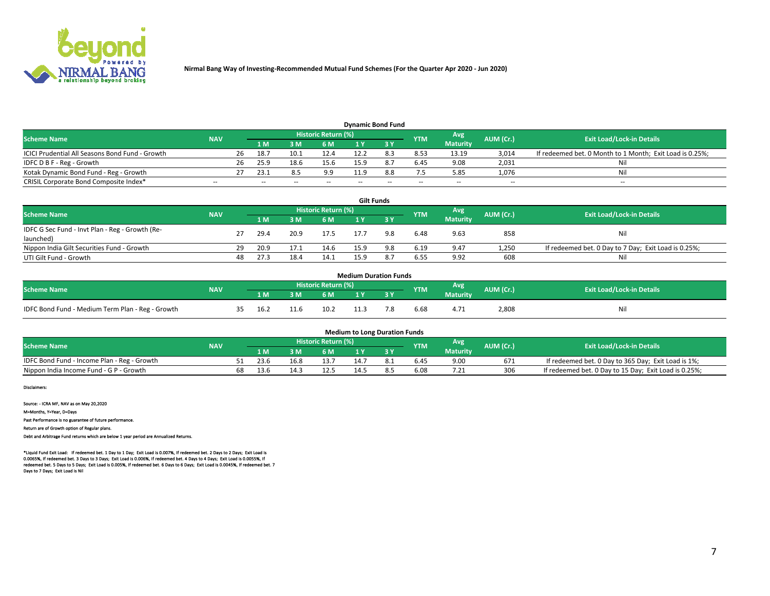Nirmal Bang Way of Investing-Recommended Mutual Fund Schemes (For the Quarter Apr 2020 - Jun 2020)

### Dynamic Bond Fund

| Scheme Name | NAV | Historic Return (%) | | | | | YTM | Avg Maturity | AUM (Cr.) | Exit Load/Lock-in Details |
|---|---|---|---|---|---|---|---|---|---|---|
| | | 1 M | 3 M | 6 M | 1 Y | 3 Y | | | | |
| ICICI Prudential All Seasons Bond Fund - Growth | 26 | 18.7 | 10.1 | 12.4 | 12.2 | 8.3 | 8.53 | 13.19 | 3,014 | If redeemed bet. 0 Month to 1 Month; Exit Load is 0.25%; |
| IDFC D B F - Reg - Growth | 26 | 25.9 | 18.6 | 15.6 | 15.9 | 8.7 | 6.45 | 9.08 | 2,031 | Nil |
| Kotak Dynamic Bond Fund - Reg - Growth | 27 | 23.1 | 8.5 | 9.9 | 11.9 | 8.8 | 7.5 | 5.85 | 1,076 | Nil |
| CRISIL Corporate Bond Composite Index* | -- | -- | -- | -- | -- | -- | -- | -- | -- | -- |

### Gilt Funds

| Scheme Name | NAV | Historic Return (%) | | | | | YTM | Avg Maturity | AUM (Cr.) | Exit Load/Lock-in Details |
|---|---|---|---|---|---|---|---|---|---|---|
| | | 1 M | 3 M | 6 M | 1 Y | 3 Y | | | | |
| IDFC G Sec Fund - Invt Plan - Reg - Growth (Re-launched) | 27 | 29.4 | 20.9 | 17.5 | 17.7 | 9.8 | 6.48 | 9.63 | 858 | Nil |
| Nippon India Gilt Securities Fund - Growth | 29 | 20.9 | 17.1 | 14.6 | 15.9 | 9.8 | 6.19 | 9.47 | 1,250 | If redeemed bet. 0 Day to 7 Day; Exit Load is 0.25%; |
| UTI Gilt Fund - Growth | 48 | 27.3 | 18.4 | 14.1 | 15.9 | 8.7 | 6.55 | 9.92 | 608 | Nil |

### Medium Duration Funds

| Scheme Name | NAV | Historic Return (%) | | | | | YTM | Avg Maturity | AUM (Cr.) | Exit Load/Lock-in Details |
|---|---|---|---|---|---|---|---|---|---|---|
| | | 1 M | 3 M | 6 M | 1 Y | 3 Y | | | | |
| IDFC Bond Fund - Medium Term Plan - Reg - Growth | 35 | 16.2 | 11.6 | 10.2 | 11.3 | 7.8 | 6.68 | 4.71 | 2,808 | Nil |

### Medium to Long Duration Funds

| Scheme Name | NAV | Historic Return (%) | | | | | YTM | Avg Maturity | AUM (Cr.) | Exit Load/Lock-in Details |
|---|---|---|---|---|---|---|---|---|---|---|
| | | 1 M | 3 M | 6 M | 1 Y | 3 Y | | | | |
| IDFC Bond Fund - Income Plan - Reg - Growth | 51 | 23.6 | 16.8 | 13.7 | 14.7 | 8.1 | 6.45 | 9.00 | 671 | If redeemed bet. 0 Day to 365 Day; Exit Load is 1%; |
| Nippon India Income Fund - G P - Growth | 68 | 13.6 | 14.3 | 12.5 | 14.5 | 8.5 | 6.08 | 7.21 | 306 | If redeemed bet. 0 Day to 15 Day; Exit Load is 0.25%; |

Disclaimers:

Source: - ICRA MF, NAV as on May 20,2020

M=Months, Y=Year, D=Days

Past Performance is no guarantee of future performance.

Return are of Growth option of Regular plans.

Debt and Arbitrage Fund returns which are below 1 year period are Annualized Returns.

*Liquid Fund Exit Load: If redeemed bet. 1 Day to 1 Day; Exit Load is 0.007%, If redeemed bet. 2 Days to 2 Days; Exit Load is 0.0065%, If redeemed bet. 3 Days to 3 Days; Exit Load is 0.006%, If redeemed bet. 4 Days to 4 Days; Exit Load is 0.0055%, If redeemed bet. 5 Days to 5 Days; Exit Load is 0.005%, If redeemed bet. 6 Days to 6 Days; Exit Load is 0.0045%, If redeemed bet. 7 Days to 7 Days; Exit Load is Nil